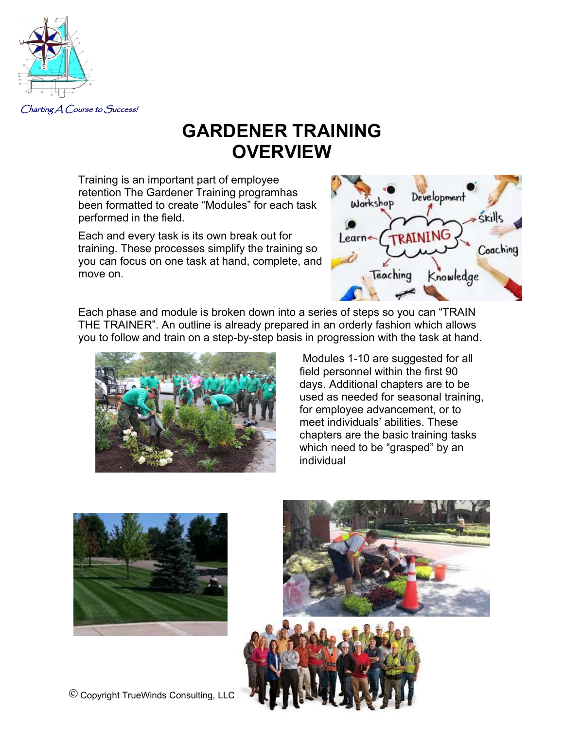*Charting A Course to Success!*

# GARDENER TRAINING OVERVIEW

Training is an important part of employee retention The Gardener Training programhas been formatted to create "Modules" for each task performed in the field.

Each and every task is its own break out for training. These processes simplify the training so you can focus on one task at hand, complete, and move on.

Each phase and module is broken down into a series of steps so you can "TRAIN THE TRAINER". An outline is already prepared in an orderly fashion which allows you to follow and train on a step-by-step basis in progression with the task at hand.

Modules 1-10 are suggested for all field personnel within the first 90 days. Additional chapters are to be used as needed for seasonal training, for employee advancement, or to meet individuals' abilities. These chapters are the basic training tasks which need to be "grasped" by an individual

© Copyright TrueWinds Consulting, LLC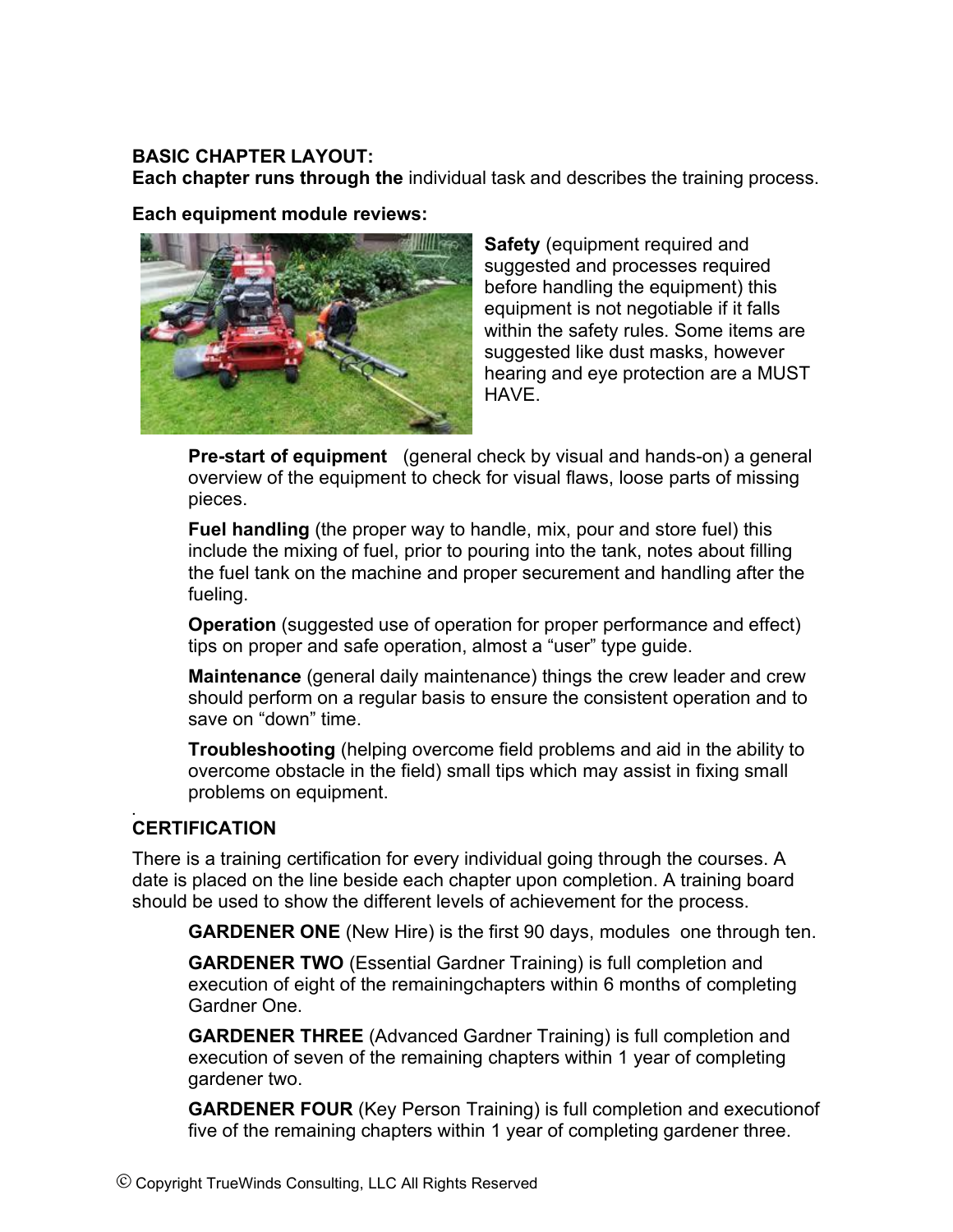**BASIC CHAPTER LAYOUT:**
**Each chapter runs through the** individual task and describes the training process.

**Each equipment module reviews:**

**Safety** (equipment required and suggested and processes required before handling the equipment) this equipment is not negotiable if it falls within the safety rules. Some items are suggested like dust masks, however hearing and eye protection are a MUST HAVE.

**Pre-start of equipment** (general check by visual and hands-on) a general overview of the equipment to check for visual flaws, loose parts of missing pieces.

**Fuel handling** (the proper way to handle, mix, pour and store fuel) this include the mixing of fuel, prior to pouring into the tank, notes about filling the fuel tank on the machine and proper securement and handling after the fueling.

**Operation** (suggested use of operation for proper performance and effect) tips on proper and safe operation, almost a "user" type guide.

**Maintenance** (general daily maintenance) things the crew leader and crew should perform on a regular basis to ensure the consistent operation and to save on "down" time.

**Troubleshooting** (helping overcome field problems and aid in the ability to overcome obstacle in the field) small tips which may assist in fixing small problems on equipment.

**CERTIFICATION**

There is a training certification for every individual going through the courses. A date is placed on the line beside each chapter upon completion. A training board should be used to show the different levels of achievement for the process.

**GARDENER ONE** (New Hire) is the first 90 days, modules one through ten.

**GARDENER TWO** (Essential Gardner Training) is full completion and execution of eight of the remainingchapters within 6 months of completing Gardner One.

**GARDENER THREE** (Advanced Gardner Training) is full completion and execution of seven of the remaining chapters within 1 year of completing gardener two.

**GARDENER FOUR** (Key Person Training) is full completion and executionof five of the remaining chapters within 1 year of completing gardener three.

© Copyright TrueWinds Consulting, LLC All Rights Reserved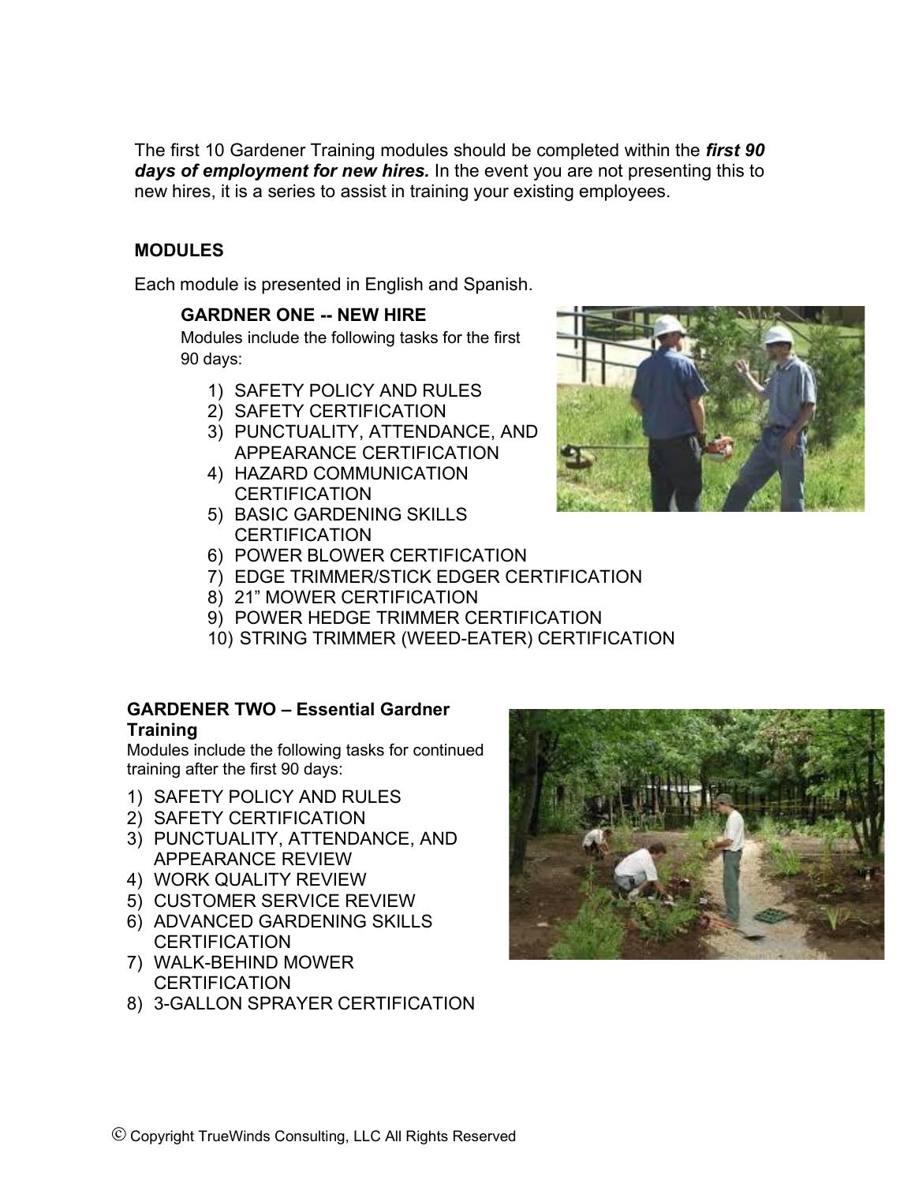The first 10 Gardener Training modules should be completed within the ***first 90 days of employment for new hires.*** In the event you are not presenting this to new hires, it is a series to assist in training your existing employees.

## MODULES

Each module is presented in English and Spanish.

### GARDNER ONE -- NEW HIRE

Modules include the following tasks for the first 90 days:

1) SAFETY POLICY AND RULES
2) SAFETY CERTIFICATION
3) PUNCTUALITY, ATTENDANCE, AND APPEARANCE CERTIFICATION
4) HAZARD COMMUNICATION CERTIFICATION
5) BASIC GARDENING SKILLS CERTIFICATION
6) POWER BLOWER CERTIFICATION
7) EDGE TRIMMER/STICK EDGER CERTIFICATION
8) 21" MOWER CERTIFICATION
9) POWER HEDGE TRIMMER CERTIFICATION
10) STRING TRIMMER (WEED-EATER) CERTIFICATION

### GARDENER TWO – Essential Gardner Training

Modules include the following tasks for continued training after the first 90 days:

1) SAFETY POLICY AND RULES
2) SAFETY CERTIFICATION
3) PUNCTUALITY, ATTENDANCE, AND APPEARANCE REVIEW
4) WORK QUALITY REVIEW
5) CUSTOMER SERVICE REVIEW
6) ADVANCED GARDENING SKILLS CERTIFICATION
7) WALK-BEHIND MOWER CERTIFICATION
8) 3-GALLON SPRAYER CERTIFICATION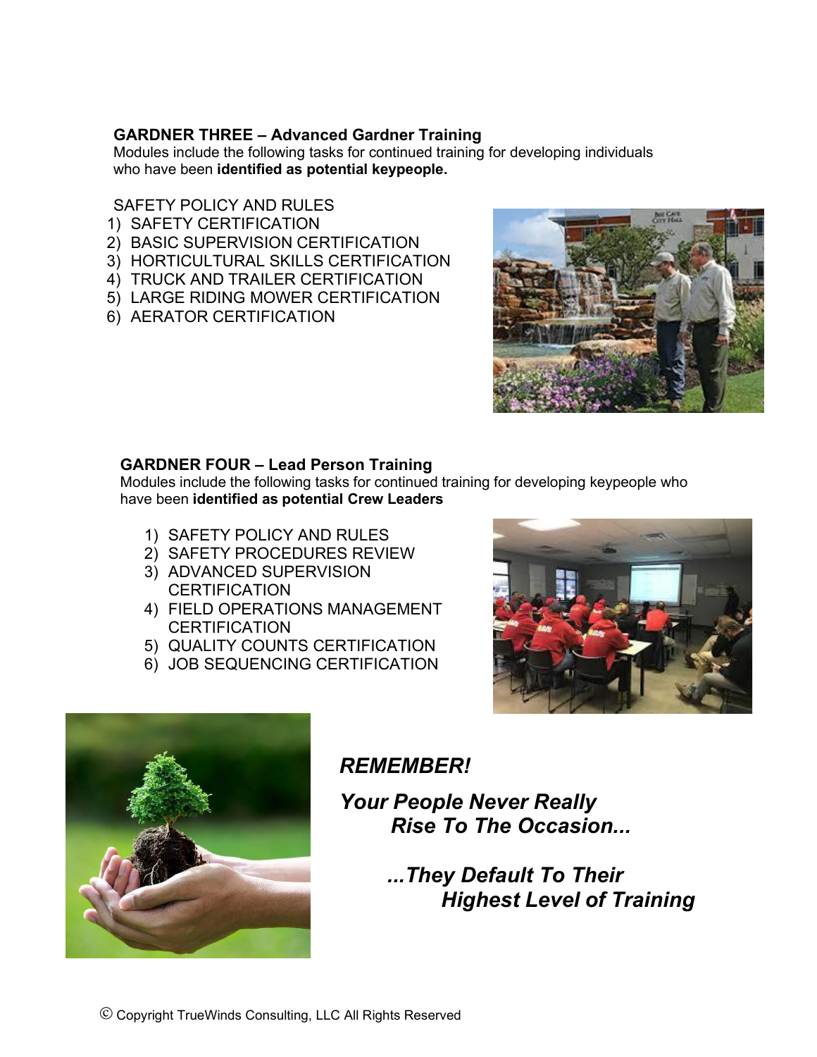**GARDNER THREE – Advanced Gardner Training**
Modules include the following tasks for continued training for developing individuals who have been **identified as potential keypeople.**

SAFETY POLICY AND RULES

1) SAFETY CERTIFICATION
2) BASIC SUPERVISION CERTIFICATION
3) HORTICULTURAL SKILLS CERTIFICATION
4) TRUCK AND TRAILER CERTIFICATION
5) LARGE RIDING MOWER CERTIFICATION
6) AERATOR CERTIFICATION

**GARDNER FOUR – Lead Person Training**
Modules include the following tasks for continued training for developing keypeople who have been **identified as potential Crew Leaders**

1) SAFETY POLICY AND RULES
2) SAFETY PROCEDURES REVIEW
3) ADVANCED SUPERVISION CERTIFICATION
4) FIELD OPERATIONS MANAGEMENT CERTIFICATION
5) QUALITY COUNTS CERTIFICATION
6) JOB SEQUENCING CERTIFICATION

***REMEMBER!***

***Your People Never Really Rise To The Occasion...***

***...They Default To Their Highest Level of Training***

© Copyright TrueWinds Consulting, LLC All Rights Reserved